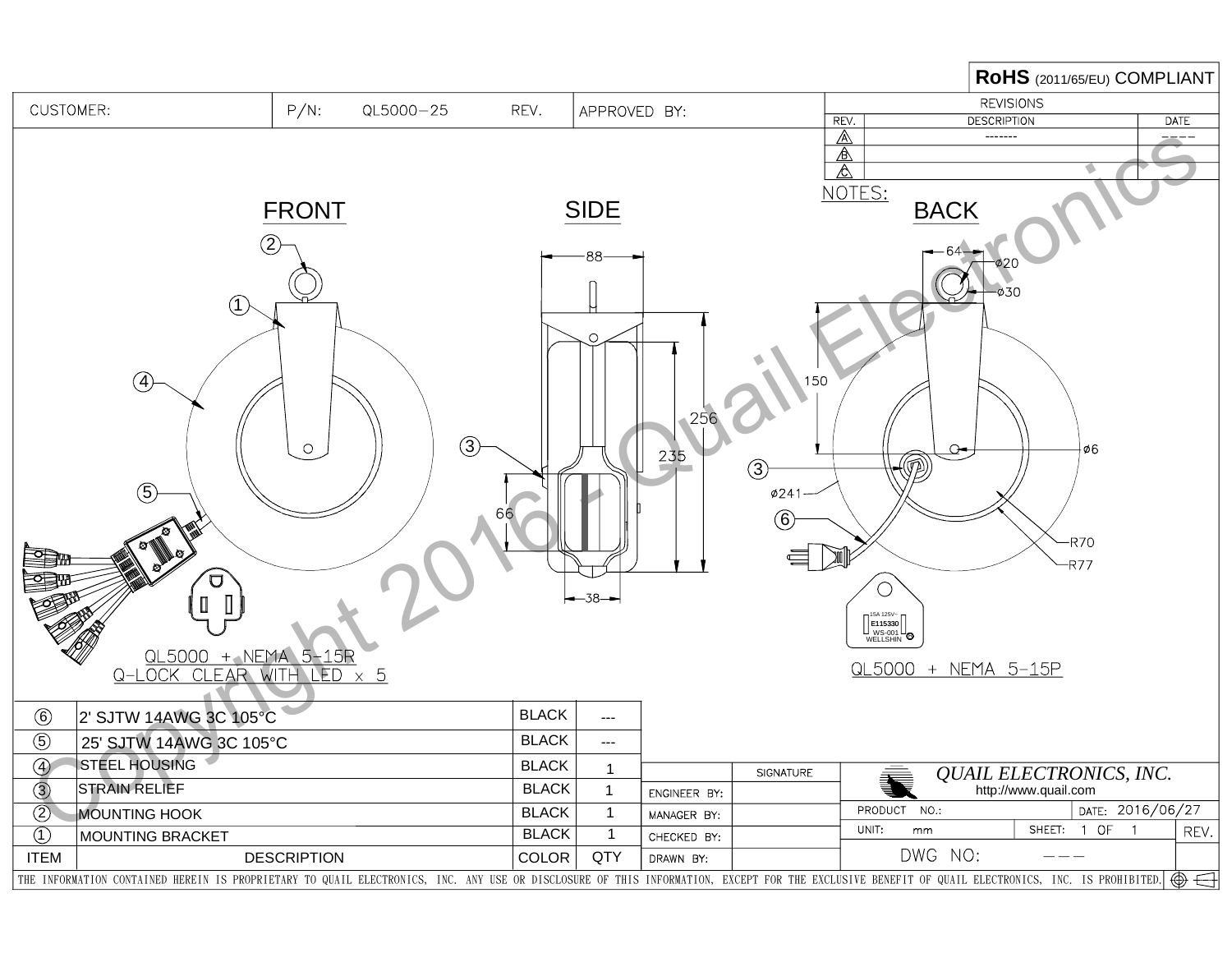**RoHS** (2011/65/EU) COMPLIANT

| CUSTOMER: | P/N: QL5000-25 | REV. | APPROVED BY: |
|---|---|---|---|

**REVISIONS**

| REV. | DESCRIPTION | DATE |
|---|---|---|
| A | ------- | ---- |
| B | | |
| C | | |

NOTES:

## FRONT

## SIDE

## BACK

88

64

ø20

ø30

150

256

235

66

38

ø6

ø241

R70

R77

15A 125V~ E115330 WS-001 WELLSHIN

QL5000 + NEMA 5-15R
Q-LOCK CLEAR WITH LED x 5

QL5000 + NEMA 5-15P

| ITEM | DESCRIPTION | COLOR | QTY |
|---|---|---|---|
| 6 | 2' SJTW 14AWG 3C 105°C | BLACK | --- |
| 5 | 25' SJTW 14AWG 3C 105°C | BLACK | --- |
| 4 | STEEL HOUSING | BLACK | 1 |
| 3 | STRAIN RELIEF | BLACK | 1 |
| 2 | MOUNTING HOOK | BLACK | 1 |
| 1 | MOUNTING BRACKET | BLACK | 1 |

| | SIGNATURE |
|---|---|
| ENGINEER BY: | |
| MANAGER BY: | |
| CHECKED BY: | |
| DRAWN BY: | |

*QUAIL ELECTRONICS, INC.*
http://www.quail.com

| PRODUCT NO.: | | DATE: 2016/06/27 |
|---|---|---|
| UNIT: mm | SHEET: 1 OF 1 | REV. |
| DWG NO: --- | | |

THE INFORMATION CONTAINED HEREIN IS PROPRIETARY TO QUAIL ELECTRONICS, INC. ANY USE OR DISCLOSURE OF THIS INFORMATION, EXCEPT FOR THE EXCLUSIVE BENEFIT OF QUAIL ELECTRONICS, INC. IS PROHIBITED.

Copyright 2016 - Quail Electronics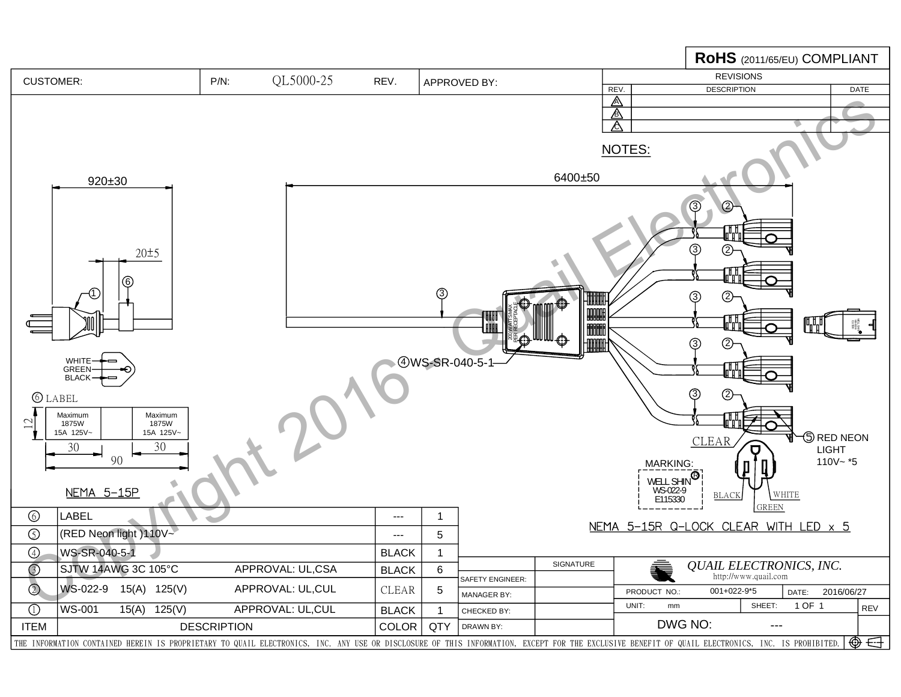**RoHS** (2011/65/EU) COMPLIANT

| CUSTOMER: | P/N: QL5000-25 | REV. | APPROVED BY: |
|---|---|---|---|

REVISIONS

| REV. | DESCRIPTION | DATE |
|---|---|---|
| A | | |
| B | | |
| C | | |

NOTES:

920±30

20±5

6400±50

WHITE
GREEN
BLACK

⑥ LABEL

| Maximum 1875W 15A 125V~ | | Maximum 1875W 15A 125V~ |
|---|---|---|

12

30

30

90

NEMA 5-15P

④WS-SR-040-5-1

200 WATTS MAX PER RECEPTACLE

CLEAR

⑤ RED NEON LIGHT 110V~ *5

MARKING:
WELL SHIN ®
WS-022-9
E115330

BLACK
WHITE
GREEN

NEMA 5-15R Q-LOCK CLEAR WITH LED x 5

Copyright 2016 - Quail Electronics

| ITEM | DESCRIPTION | | COLOR | QTY |
|---|---|---|---|---|
| ⑥ | LABEL | | --- | 1 |
| ⑤ | (RED Neon light )110V~ | | --- | 5 |
| ④ | WS-SR-040-5-1 | | BLACK | 1 |
| ③ | SJTW 14AWG 3C 105°C | APPROVAL: UL,CSA | BLACK | 6 |
| ② | WS-022-9 15(A) 125(V) | APPROVAL: UL,CUL | CLEAR | 5 |
| ① | WS-001 15(A) 125(V) | APPROVAL: UL,CUL | BLACK | 1 |

| | SIGNATURE |
|---|---|
| SAFETY ENGINEER: | |
| MANAGER BY: | |
| CHECKED BY: | |
| DRAWN BY: | |

*QUAIL ELECTRONICS, INC.*
http://www.quail.com

| PRODUCT NO.: 001+022-9*5 | DATE: 2016/06/27 | |
|---|---|---|
| UNIT: mm | SHEET: 1 OF 1 | REV |
| DWG NO: --- | | |

THE INFORMATION CONTAINED HEREIN IS PROPRIETARY TO QUAIL ELECTRONICS, INC. ANY USE OR DISCLOSURE OF THIS INFORMATION, EXCEPT FOR THE EXCLUSIVE BENEFIT OF QUAIL ELECTRONICS, INC. IS PROHIBITED.